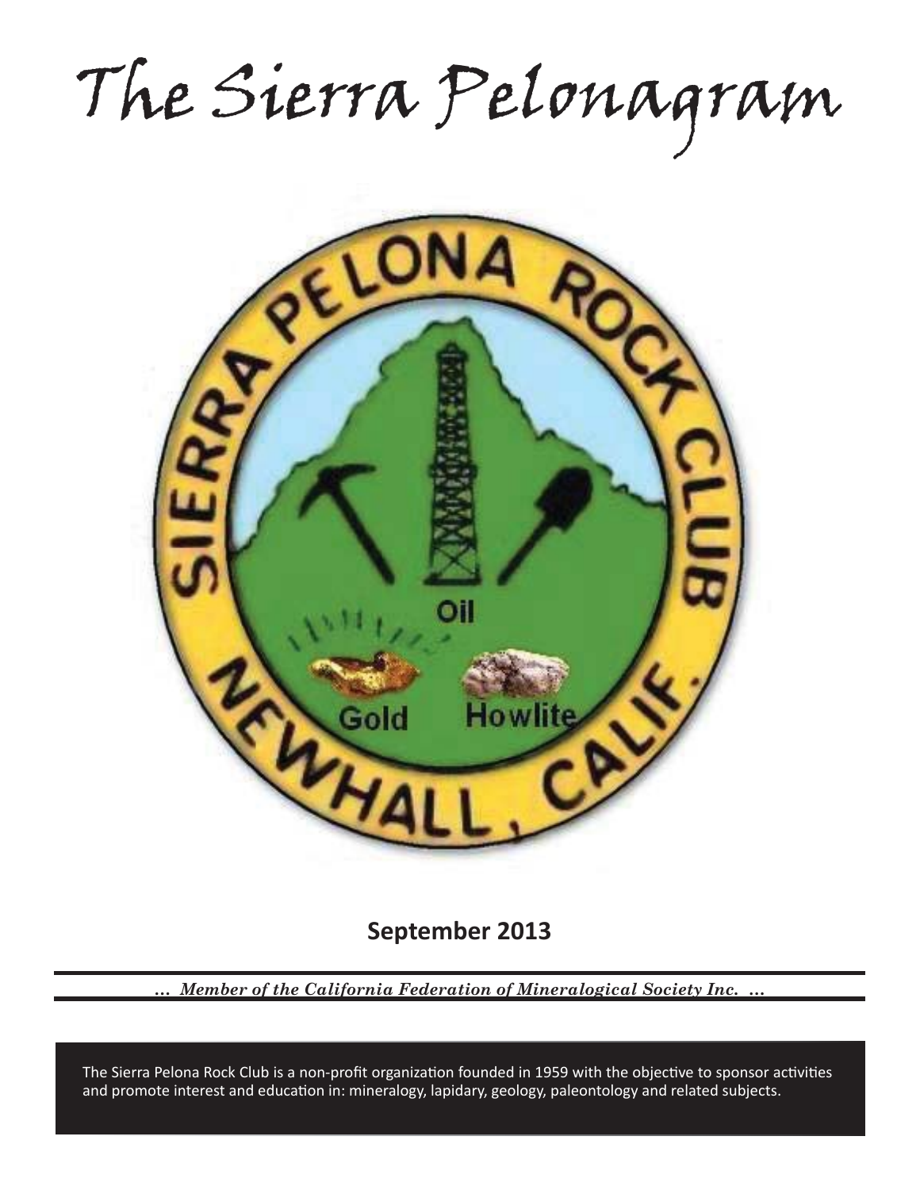# The Sierra Pelonagram

**September 2013**

*... Member of the California Federation of Mineralogical Society Inc. ...*

The Sierra Pelona Rock Club is a non-profit organization founded in 1959 with the objective to sponsor activities and promote interest and education in: mineralogy, lapidary, geology, paleontology and related subjects.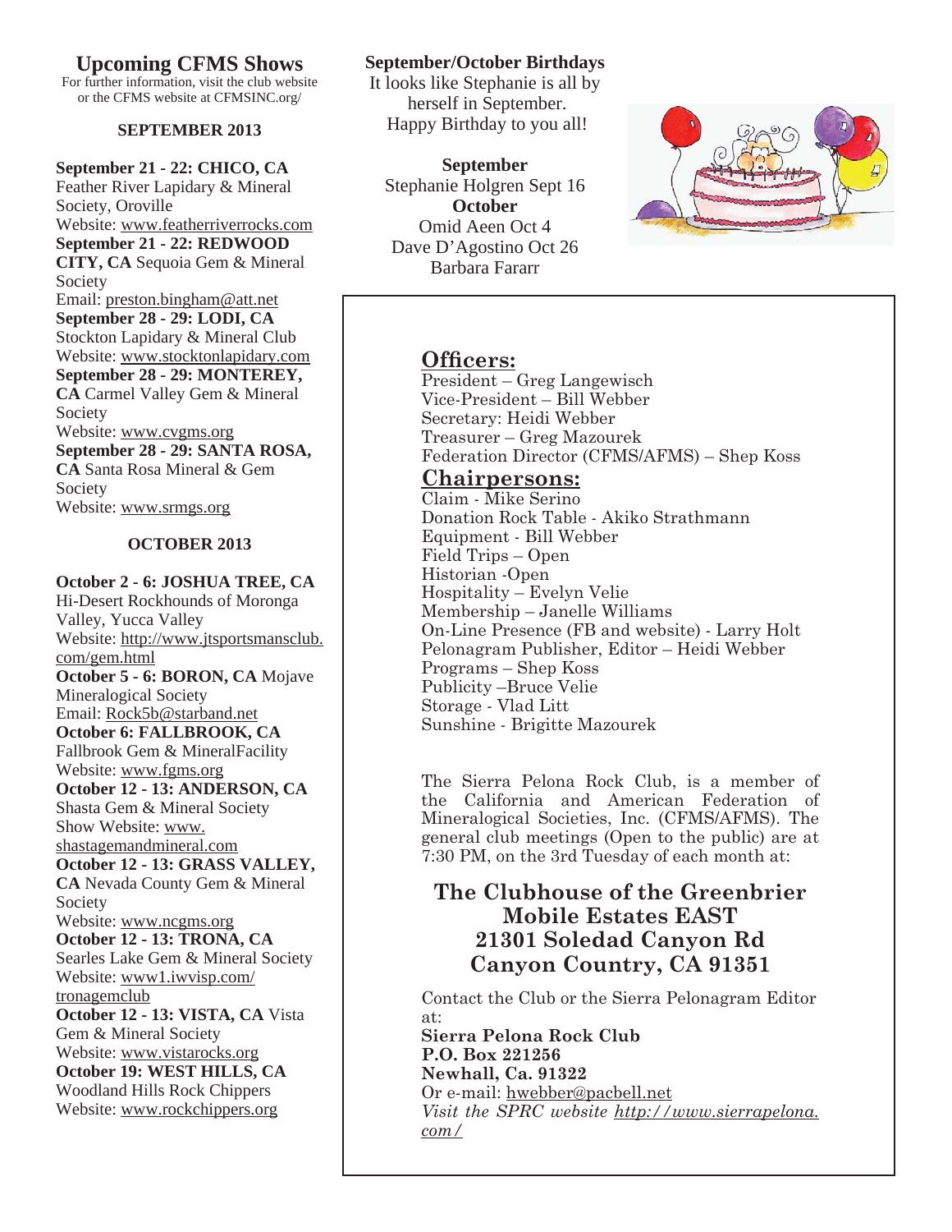## Upcoming CFMS Shows

For further information, visit the club website or the CFMS website at CFMSINC.org/

### SEPTEMBER 2013

**September 21 - 22: CHICO, CA**
Feather River Lapidary & Mineral Society, Oroville
Website: www.featherriverrocks.com

**September 21 - 22: REDWOOD CITY, CA** Sequoia Gem & Mineral Society
Email: preston.bingham@att.net

**September 28 - 29: LODI, CA**
Stockton Lapidary & Mineral Club
Website: www.stocktonlapidary.com

**September 28 - 29: MONTEREY, CA** Carmel Valley Gem & Mineral Society
Website: www.cvgms.org

**September 28 - 29: SANTA ROSA, CA** Santa Rosa Mineral & Gem Society
Website: www.srmgs.org

### OCTOBER 2013

**October 2 - 6: JOSHUA TREE, CA**
Hi-Desert Rockhounds of Moronga Valley, Yucca Valley
Website: http://www.jtsportsmansclub.com/gem.html

**October 5 - 6: BORON, CA** Mojave Mineralogical Society
Email: Rock5b@starband.net

**October 6: FALLBROOK, CA**
Fallbrook Gem & MineralFacility
Website: www.fgms.org

**October 12 - 13: ANDERSON, CA**
Shasta Gem & Mineral Society
Show Website: www.shastagemandmineral.com

**October 12 - 13: GRASS VALLEY, CA** Nevada County Gem & Mineral Society
Website: www.ncgms.org

**October 12 - 13: TRONA, CA**
Searles Lake Gem & Mineral Society
Website: www1.iwvisp.com/tronagemclub

**October 12 - 13: VISTA, CA** Vista Gem & Mineral Society
Website: www.vistarocks.org

**October 19: WEST HILLS, CA**
Woodland Hills Rock Chippers
Website: www.rockchippers.org

## September/October Birthdays

It looks like Stephanie is all by herself in September.
Happy Birthday to you all!

**September**
Stephanie Holgren Sept 16

**October**
Omid Aeen Oct 4
Dave D'Agostino Oct 26
Barbara Fararr

## Officers:

President – Greg Langewisch
Vice-President – Bill Webber
Secretary: Heidi Webber
Treasurer – Greg Mazourek
Federation Director (CFMS/AFMS) – Shep Koss

## Chairpersons:

Claim - Mike Serino
Donation Rock Table - Akiko Strathmann
Equipment - Bill Webber
Field Trips – Open
Historian -Open
Hospitality – Evelyn Velie
Membership – Janelle Williams
On-Line Presence (FB and website) - Larry Holt
Pelonagram Publisher, Editor – Heidi Webber
Programs – Shep Koss
Publicity –Bruce Velie
Storage - Vlad Litt
Sunshine - Brigitte Mazourek

The Sierra Pelona Rock Club, is a member of the California and American Federation of Mineralogical Societies, Inc. (CFMS/AFMS). The general club meetings (Open to the public) are at 7:30 PM, on the 3rd Tuesday of each month at:

**The Clubhouse of the Greenbrier Mobile Estates EAST**
**21301 Soledad Canyon Rd**
**Canyon Country, CA 91351**

Contact the Club or the Sierra Pelonagram Editor at:
**Sierra Pelona Rock Club**
**P.O. Box 221256**
**Newhall, Ca. 91322**
Or e-mail: hwebber@pacbell.net
*Visit the SPRC website http://www.sierrapelona.com/*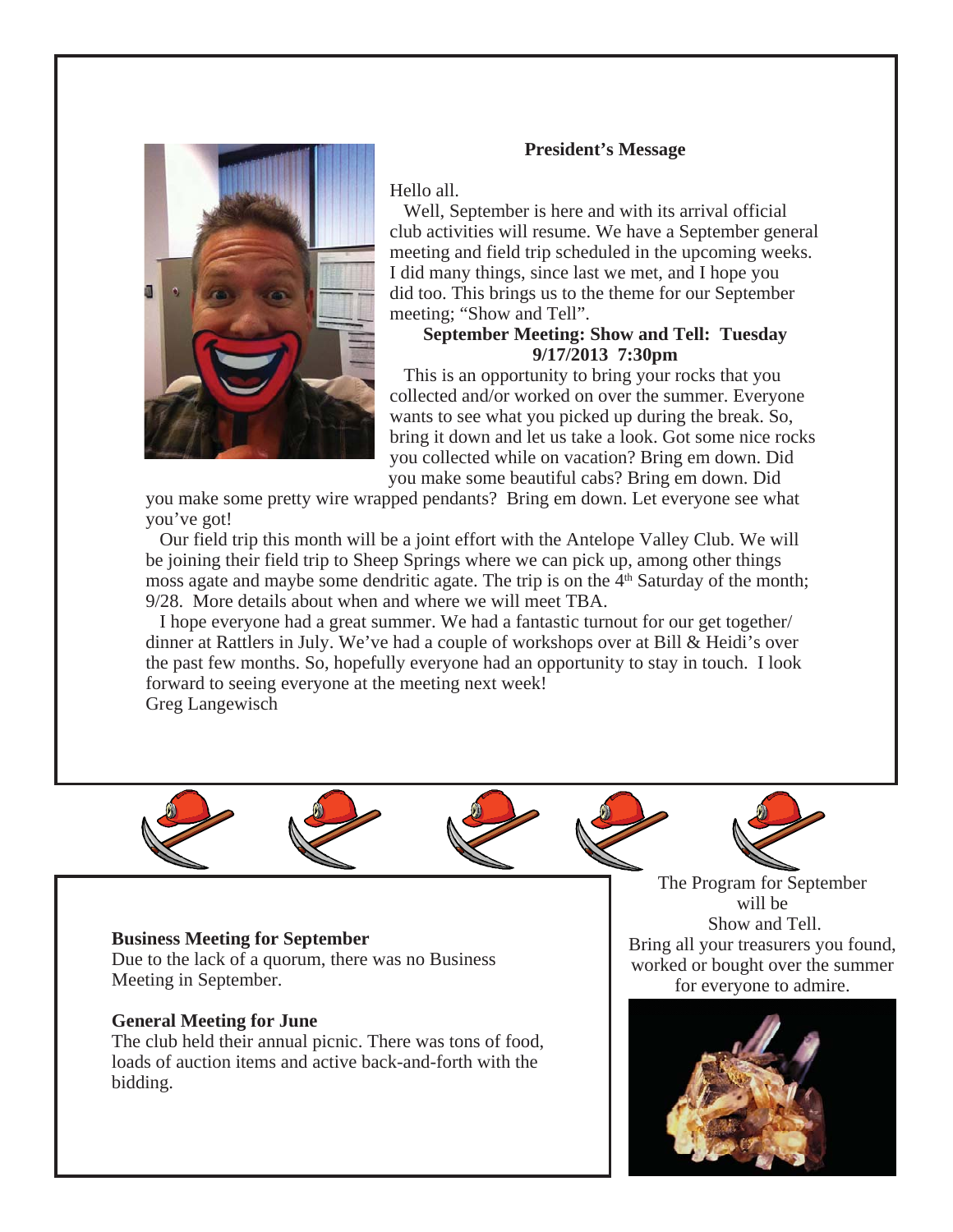## President's Message

Hello all.

Well, September is here and with its arrival official club activities will resume. We have a September general meeting and field trip scheduled in the upcoming weeks. I did many things, since last we met, and I hope you did too. This brings us to the theme for our September meeting; "Show and Tell".

**September Meeting: Show and Tell: Tuesday 9/17/2013 7:30pm**

This is an opportunity to bring your rocks that you collected and/or worked on over the summer. Everyone wants to see what you picked up during the break. So, bring it down and let us take a look. Got some nice rocks you collected while on vacation? Bring em down. Did you make some beautiful cabs? Bring em down. Did you make some pretty wire wrapped pendants? Bring em down. Let everyone see what you've got!

Our field trip this month will be a joint effort with the Antelope Valley Club. We will be joining their field trip to Sheep Springs where we can pick up, among other things moss agate and maybe some dendritic agate. The trip is on the 4th Saturday of the month; 9/28. More details about when and where we will meet TBA.

I hope everyone had a great summer. We had a fantastic turnout for our get together/ dinner at Rattlers in July. We've had a couple of workshops over at Bill & Heidi's over the past few months. So, hopefully everyone had an opportunity to stay in touch. I look forward to seeing everyone at the meeting next week!

Greg Langewisch

**Business Meeting for September**

Due to the lack of a quorum, there was no Business Meeting in September.

**General Meeting for June**

The club held their annual picnic. There was tons of food, loads of auction items and active back-and-forth with the bidding.

The Program for September will be Show and Tell.
Bring all your treasurers you found, worked or bought over the summer for everyone to admire.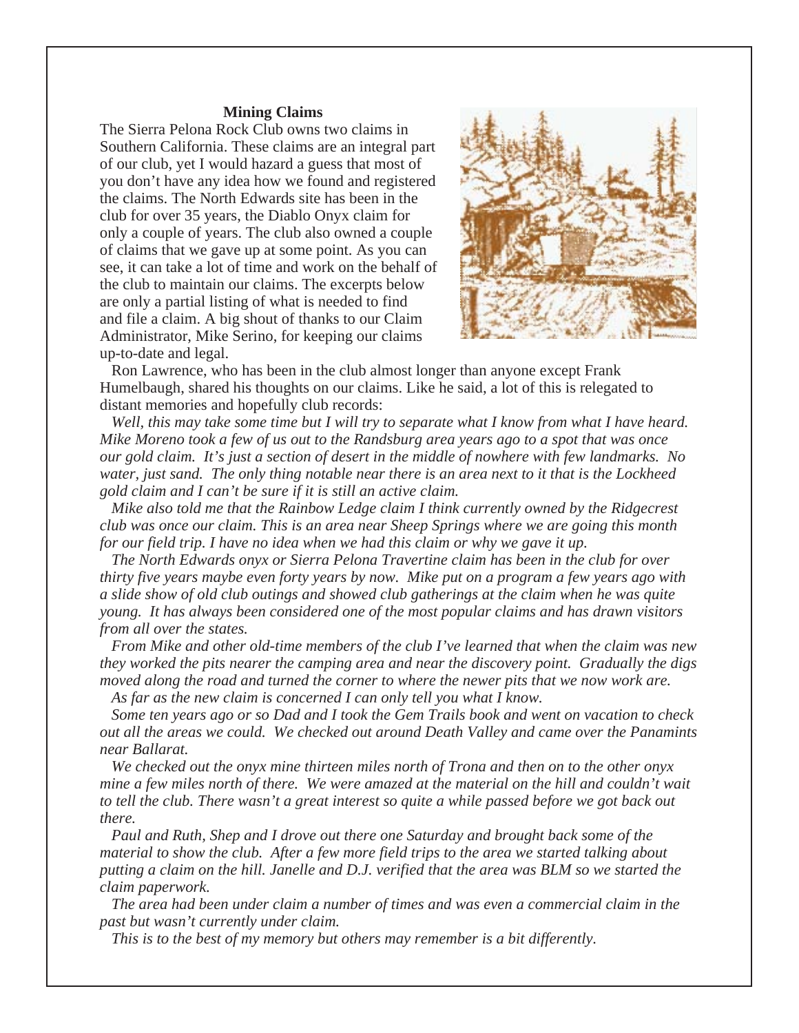**Mining Claims**

The Sierra Pelona Rock Club owns two claims in Southern California. These claims are an integral part of our club, yet I would hazard a guess that most of you don't have any idea how we found and registered the claims. The North Edwards site has been in the club for over 35 years, the Diablo Onyx claim for only a couple of years. The club also owned a couple of claims that we gave up at some point. As you can see, it can take a lot of time and work on the behalf of the club to maintain our claims. The excerpts below are only a partial listing of what is needed to find and file a claim. A big shout of thanks to our Claim Administrator, Mike Serino, for keeping our claims up-to-date and legal.

Ron Lawrence, who has been in the club almost longer than anyone except Frank Humelbaugh, shared his thoughts on our claims. Like he said, a lot of this is relegated to distant memories and hopefully club records:

*Well, this may take some time but I will try to separate what I know from what I have heard. Mike Moreno took a few of us out to the Randsburg area years ago to a spot that was once our gold claim. It's just a section of desert in the middle of nowhere with few landmarks. No water, just sand. The only thing notable near there is an area next to it that is the Lockheed gold claim and I can't be sure if it is still an active claim.*

*Mike also told me that the Rainbow Ledge claim I think currently owned by the Ridgecrest club was once our claim. This is an area near Sheep Springs where we are going this month for our field trip. I have no idea when we had this claim or why we gave it up.*

*The North Edwards onyx or Sierra Pelona Travertine claim has been in the club for over thirty five years maybe even forty years by now. Mike put on a program a few years ago with a slide show of old club outings and showed club gatherings at the claim when he was quite young. It has always been considered one of the most popular claims and has drawn visitors from all over the states.*

*From Mike and other old-time members of the club I've learned that when the claim was new they worked the pits nearer the camping area and near the discovery point. Gradually the digs moved along the road and turned the corner to where the newer pits that we now work are.*

*As far as the new claim is concerned I can only tell you what I know.*

*Some ten years ago or so Dad and I took the Gem Trails book and went on vacation to check out all the areas we could. We checked out around Death Valley and came over the Panamints near Ballarat.*

*We checked out the onyx mine thirteen miles north of Trona and then on to the other onyx mine a few miles north of there. We were amazed at the material on the hill and couldn't wait to tell the club. There wasn't a great interest so quite a while passed before we got back out there.*

*Paul and Ruth, Shep and I drove out there one Saturday and brought back some of the material to show the club. After a few more field trips to the area we started talking about putting a claim on the hill. Janelle and D.J. verified that the area was BLM so we started the claim paperwork.*

*The area had been under claim a number of times and was even a commercial claim in the past but wasn't currently under claim.*

*This is to the best of my memory but others may remember is a bit differently.*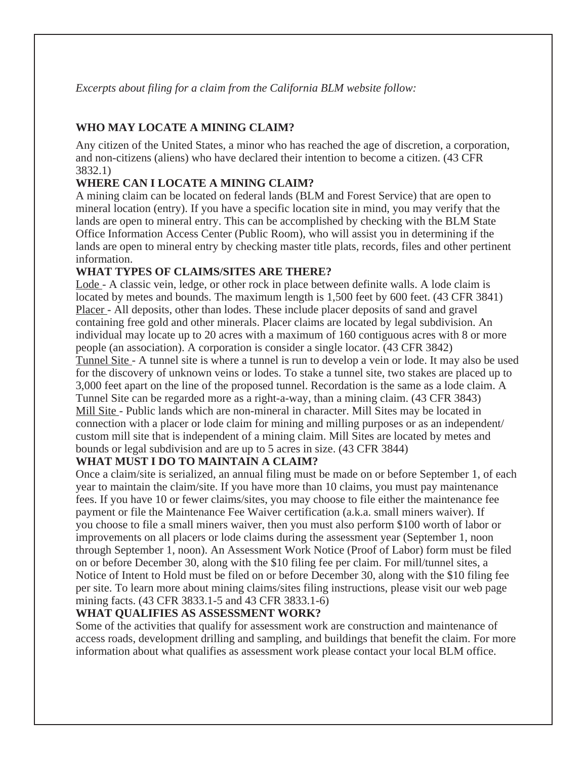*Excerpts about filing for a claim from the California BLM website follow:*

**WHO MAY LOCATE A MINING CLAIM?**

Any citizen of the United States, a minor who has reached the age of discretion, a corporation, and non-citizens (aliens) who have declared their intention to become a citizen. (43 CFR 3832.1)

**WHERE CAN I LOCATE A MINING CLAIM?**

A mining claim can be located on federal lands (BLM and Forest Service) that are open to mineral location (entry). If you have a specific location site in mind, you may verify that the lands are open to mineral entry. This can be accomplished by checking with the BLM State Office Information Access Center (Public Room), who will assist you in determining if the lands are open to mineral entry by checking master title plats, records, files and other pertinent information.

**WHAT TYPES OF CLAIMS/SITES ARE THERE?**

Lode - A classic vein, ledge, or other rock in place between definite walls. A lode claim is located by metes and bounds. The maximum length is 1,500 feet by 600 feet. (43 CFR 3841)

Placer - All deposits, other than lodes. These include placer deposits of sand and gravel containing free gold and other minerals. Placer claims are located by legal subdivision. An individual may locate up to 20 acres with a maximum of 160 contiguous acres with 8 or more people (an association). A corporation is consider a single locator. (43 CFR 3842)

Tunnel Site - A tunnel site is where a tunnel is run to develop a vein or lode. It may also be used for the discovery of unknown veins or lodes. To stake a tunnel site, two stakes are placed up to 3,000 feet apart on the line of the proposed tunnel. Recordation is the same as a lode claim. A Tunnel Site can be regarded more as a right-a-way, than a mining claim. (43 CFR 3843)

Mill Site - Public lands which are non-mineral in character. Mill Sites may be located in connection with a placer or lode claim for mining and milling purposes or as an independent/ custom mill site that is independent of a mining claim. Mill Sites are located by metes and bounds or legal subdivision and are up to 5 acres in size. (43 CFR 3844)

**WHAT MUST I DO TO MAINTAIN A CLAIM?**

Once a claim/site is serialized, an annual filing must be made on or before September 1, of each year to maintain the claim/site. If you have more than 10 claims, you must pay maintenance fees. If you have 10 or fewer claims/sites, you may choose to file either the maintenance fee payment or file the Maintenance Fee Waiver certification (a.k.a. small miners waiver). If you choose to file a small miners waiver, then you must also perform $100 worth of labor or improvements on all placers or lode claims during the assessment year (September 1, noon through September 1, noon). An Assessment Work Notice (Proof of Labor) form must be filed on or before December 30, along with the $10 filing fee per claim. For mill/tunnel sites, a Notice of Intent to Hold must be filed on or before December 30, along with the $10 filing fee per site. To learn more about mining claims/sites filing instructions, please visit our web page mining facts. (43 CFR 3833.1-5 and 43 CFR 3833.1-6)

**WHAT QUALIFIES AS ASSESSMENT WORK?**

Some of the activities that qualify for assessment work are construction and maintenance of access roads, development drilling and sampling, and buildings that benefit the claim. For more information about what qualifies as assessment work please contact your local BLM office.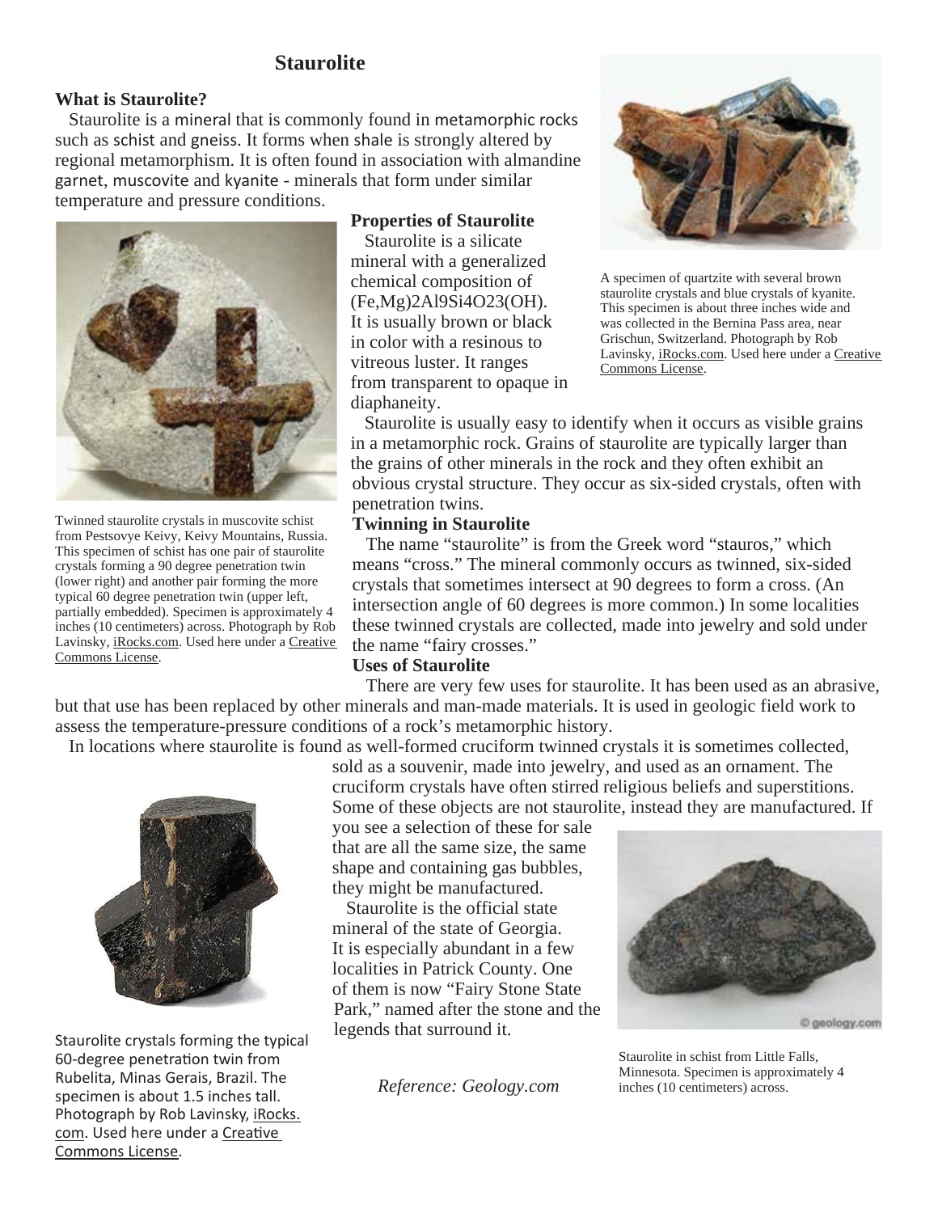# Staurolite

### What is Staurolite?

Staurolite is a mineral that is commonly found in metamorphic rocks such as schist and gneiss. It forms when shale is strongly altered by regional metamorphism. It is often found in association with almandine garnet, muscovite and kyanite - minerals that form under similar temperature and pressure conditions.

A specimen of quartzite with several brown staurolite crystals and blue crystals of kyanite. This specimen is about three inches wide and was collected in the Bernina Pass area, near Grischun, Switzerland. Photograph by Rob Lavinsky, iRocks.com. Used here under a Creative Commons License.

### Properties of Staurolite

Staurolite is a silicate mineral with a generalized chemical composition of $(Fe,Mg)_2Al_9Si_4O_{23}(OH)$. It is usually brown or black in color with a resinous to vitreous luster. It ranges from transparent to opaque in diaphaneity.

Staurolite is usually easy to identify when it occurs as visible grains in a metamorphic rock. Grains of staurolite are typically larger than the grains of other minerals in the rock and they often exhibit an obvious crystal structure. They occur as six-sided crystals, often with penetration twins.

Twinned staurolite crystals in muscovite schist from Pestsovye Keivy, Keivy Mountains, Russia. This specimen of schist has one pair of staurolite crystals forming a 90 degree penetration twin (lower right) and another pair forming the more typical 60 degree penetration twin (upper left, partially embedded). Specimen is approximately 4 inches (10 centimeters) across. Photograph by Rob Lavinsky, iRocks.com. Used here under a Creative Commons License.

### Twinning in Staurolite

The name "staurolite" is from the Greek word "stauros," which means "cross." The mineral commonly occurs as twinned, six-sided crystals that sometimes intersect at 90 degrees to form a cross. (An intersection angle of 60 degrees is more common.) In some localities these twinned crystals are collected, made into jewelry and sold under the name "fairy crosses."

### Uses of Staurolite

There are very few uses for staurolite. It has been used as an abrasive, but that use has been replaced by other minerals and man-made materials. It is used in geologic field work to assess the temperature-pressure conditions of a rock's metamorphic history.

In locations where staurolite is found as well-formed cruciform twinned crystals it is sometimes collected, sold as a souvenir, made into jewelry, and used as an ornament. The cruciform crystals have often stirred religious beliefs and superstitions. Some of these objects are not staurolite, instead they are manufactured. If you see a selection of these for sale that are all the same size, the same shape and containing gas bubbles, they might be manufactured.

Staurolite is the official state mineral of the state of Georgia. It is especially abundant in a few localities in Patrick County. One of them is now "Fairy Stone State Park," named after the stone and the legends that surround it.

Staurolite crystals forming the typical 60-degree penetration twin from Rubelita, Minas Gerais, Brazil. The specimen is about 1.5 inches tall. Photograph by Rob Lavinsky, iRocks.com. Used here under a Creative Commons License.

Staurolite in schist from Little Falls, Minnesota. Specimen is approximately 4 inches (10 centimeters) across.

*Reference: Geology.com*